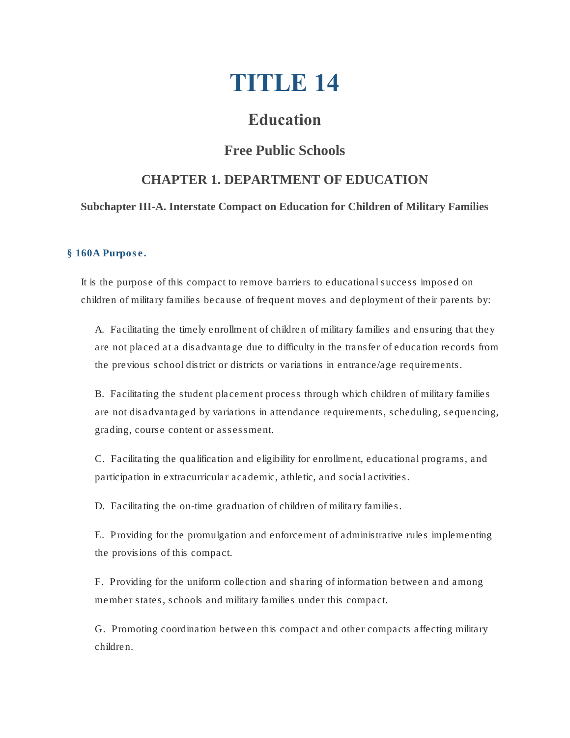# TITLE 14

## Education

## Free Public Schools

## CHAPTER 1. DEPARTMENT OF EDUCATION

### Subchapter III-A. Interstate Compact on Education for Children of Military Families

#### § 160A Purpose.

It is the purpose of this compact to remove barriers to educational success imposed on children of military families because of frequent moves and deployment of their parents by:

A. Facilitating the timely enrollment of children of military families and ensuring that they are not placed at a disadvantage due to difficulty in the transfer of education records from the previous school district or districts or variations in entrance/age requirements.

B. Facilitating the student placement process through which children of military families are not disadvantaged by variations in attendance requirements, scheduling, sequencing, grading, course content or assessment.

C. Facilitating the qualification and eligibility for enrollment, educational programs, and participation in extracurricular academic, athletic, and social activities.

D. Facilitating the on-time graduation of children of military families.

E. Providing for the promulgation and enforcement of administrative rules implementing the provisions of this compact.

F. Providing for the uniform collection and sharing of information between and among member states, schools and military families under this compact.

G. Promoting coordination between this compact and other compacts affecting military children.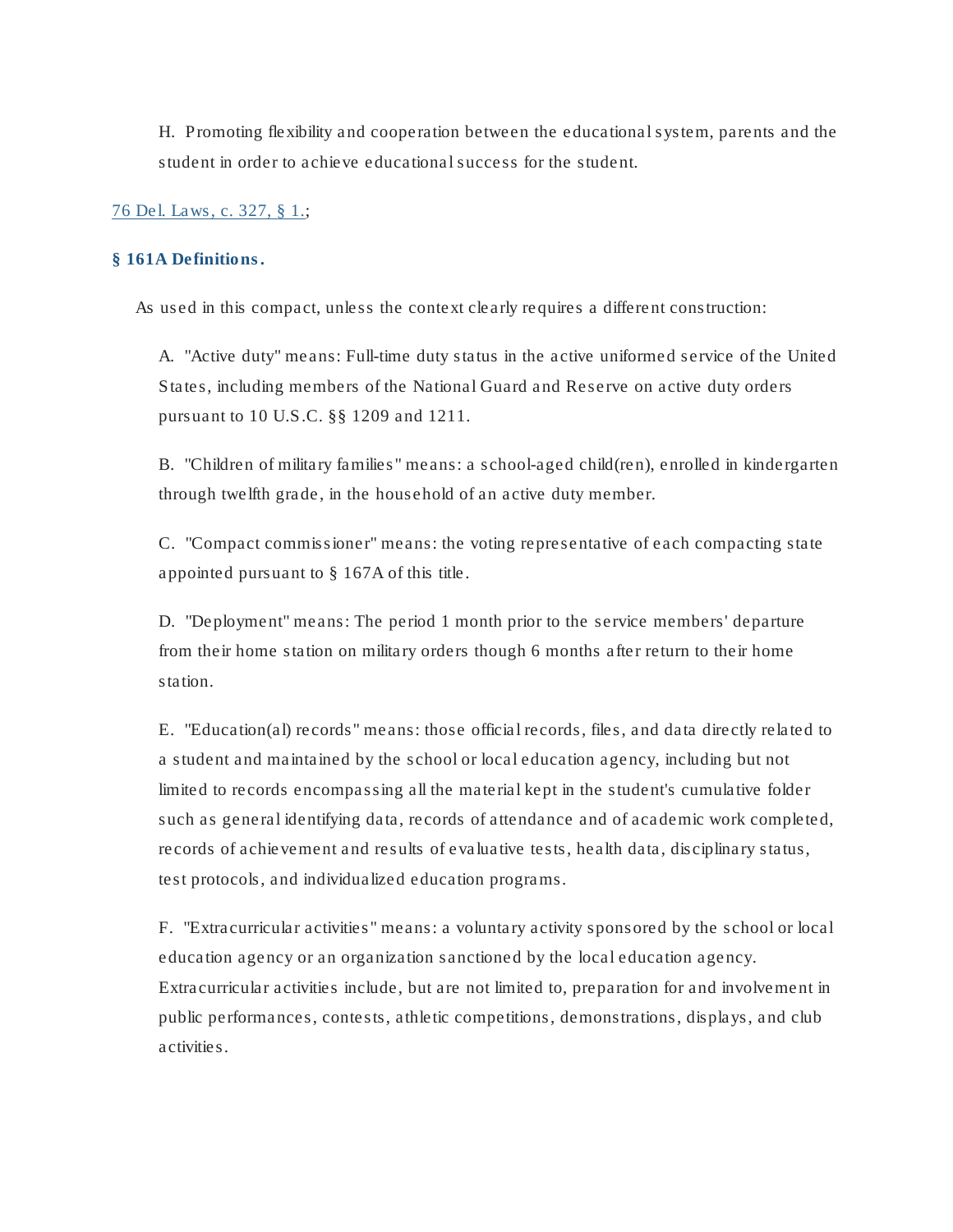H. Promoting flexibility and cooperation between the educational system, parents and the student in order to achieve educational success for the student.

76 Del. Laws, c. 327, § 1.;

### § 161A Definitions.

As used in this compact, unless the context clearly requires a different construction:

A. "Active duty" means: Full-time duty status in the active uniformed service of the United States, including members of the National Guard and Reserve on active duty orders pursuant to 10 U.S.C. §§ 1209 and 1211.

B. "Children of military families" means: a school-aged child(ren), enrolled in kindergarten through twelfth grade, in the household of an active duty member.

C. "Compact commissioner" means: the voting representative of each compacting state appointed pursuant to § 167A of this title.

D. "Deployment" means: The period 1 month prior to the service members' departure from their home station on military orders though 6 months after return to their home station.

E. "Education(al) records" means: those official records, files, and data directly related to a student and maintained by the school or local education agency, including but not limited to records encompassing all the material kept in the student's cumulative folder such as general identifying data, records of attendance and of academic work completed, records of achievement and results of evaluative tests, health data, disciplinary status, test protocols, and individualized education programs.

F. "Extracurricular activities" means: a voluntary activity sponsored by the school or local education agency or an organization sanctioned by the local education agency. Extracurricular activities include, but are not limited to, preparation for and involvement in public performances, contests, athletic competitions, demonstrations, displays, and club activities.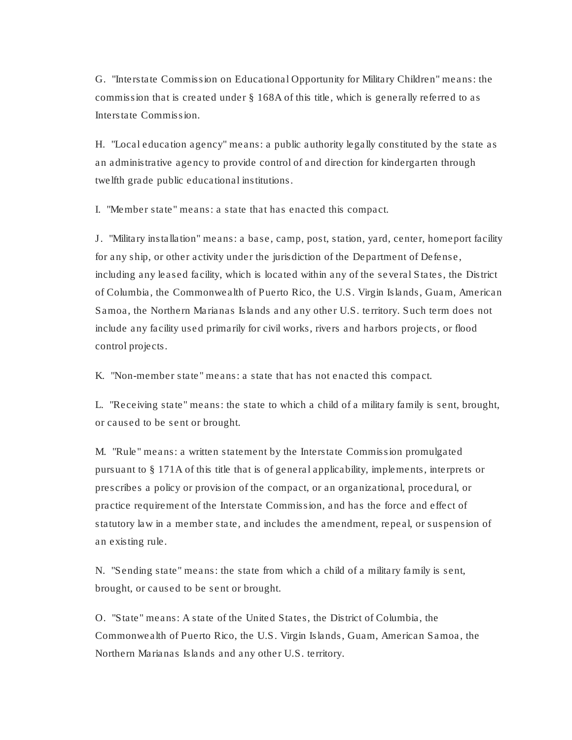G. "Interstate Commission on Educational Opportunity for Military Children" means: the commission that is created under § 168A of this title, which is generally referred to as Interstate Commission.

H. "Local education agency" means: a public authority legally constituted by the state as an administrative agency to provide control of and direction for kindergarten through twelfth grade public educational institutions.

I. "Member state" means: a state that has enacted this compact.

J. "Military installation" means: a base, camp, post, station, yard, center, homeport facility for any ship, or other activity under the jurisdiction of the Department of Defense, including any leased facility, which is located within any of the several States, the District of Columbia, the Commonwealth of Puerto Rico, the U.S. Virgin Islands, Guam, American Samoa, the Northern Marianas Islands and any other U.S. territory. Such term does not include any facility used primarily for civil works, rivers and harbors projects, or flood control projects.

K. "Non-member state" means: a state that has not enacted this compact.

L. "Receiving state" means: the state to which a child of a military family is sent, brought, or caused to be sent or brought.

M. "Rule" means: a written statement by the Interstate Commission promulgated pursuant to § 171A of this title that is of general applicability, implements, interprets or prescribes a policy or provision of the compact, or an organizational, procedural, or practice requirement of the Interstate Commission, and has the force and effect of statutory law in a member state, and includes the amendment, repeal, or suspension of an existing rule.

N. "Sending state" means: the state from which a child of a military family is sent, brought, or caused to be sent or brought.

O. "State" means: A state of the United States, the District of Columbia, the Commonwealth of Puerto Rico, the U.S. Virgin Islands, Guam, American Samoa, the Northern Marianas Islands and any other U.S. territory.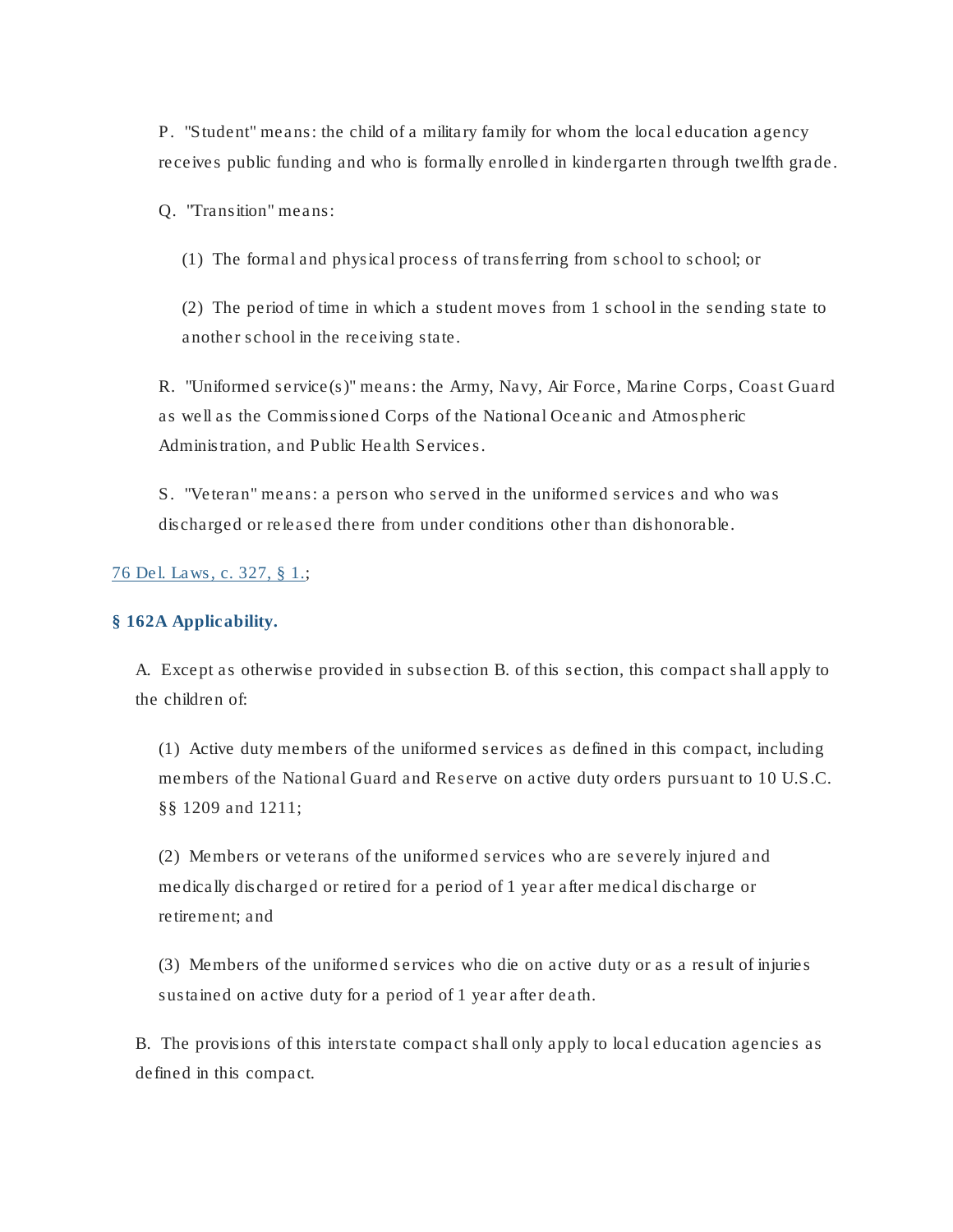P. "Student" means: the child of a military family for whom the local education agency receives public funding and who is formally enrolled in kindergarten through twelfth grade.

Q. "Transition" means:

(1) The formal and physical process of transferring from school to school; or

(2) The period of time in which a student moves from 1 school in the sending state to another school in the receiving state.

R. "Uniformed service(s)" means: the Army, Navy, Air Force, Marine Corps, Coast Guard as well as the Commissioned Corps of the National Oceanic and Atmospheric Administration, and Public Health Services.

S. "Veteran" means: a person who served in the uniformed services and who was discharged or released there from under conditions other than dishonorable.

76 Del. Laws, c. 327, § 1.;

### § 162A Applicability.

A. Except as otherwise provided in subsection B. of this section, this compact shall apply to the children of:

(1) Active duty members of the uniformed services as defined in this compact, including members of the National Guard and Reserve on active duty orders pursuant to 10 U.S.C. §§ 1209 and 1211;

(2) Members or veterans of the uniformed services who are severely injured and medically discharged or retired for a period of 1 year after medical discharge or retirement; and

(3) Members of the uniformed services who die on active duty or as a result of injuries sustained on active duty for a period of 1 year after death.

B. The provisions of this interstate compact shall only apply to local education agencies as defined in this compact.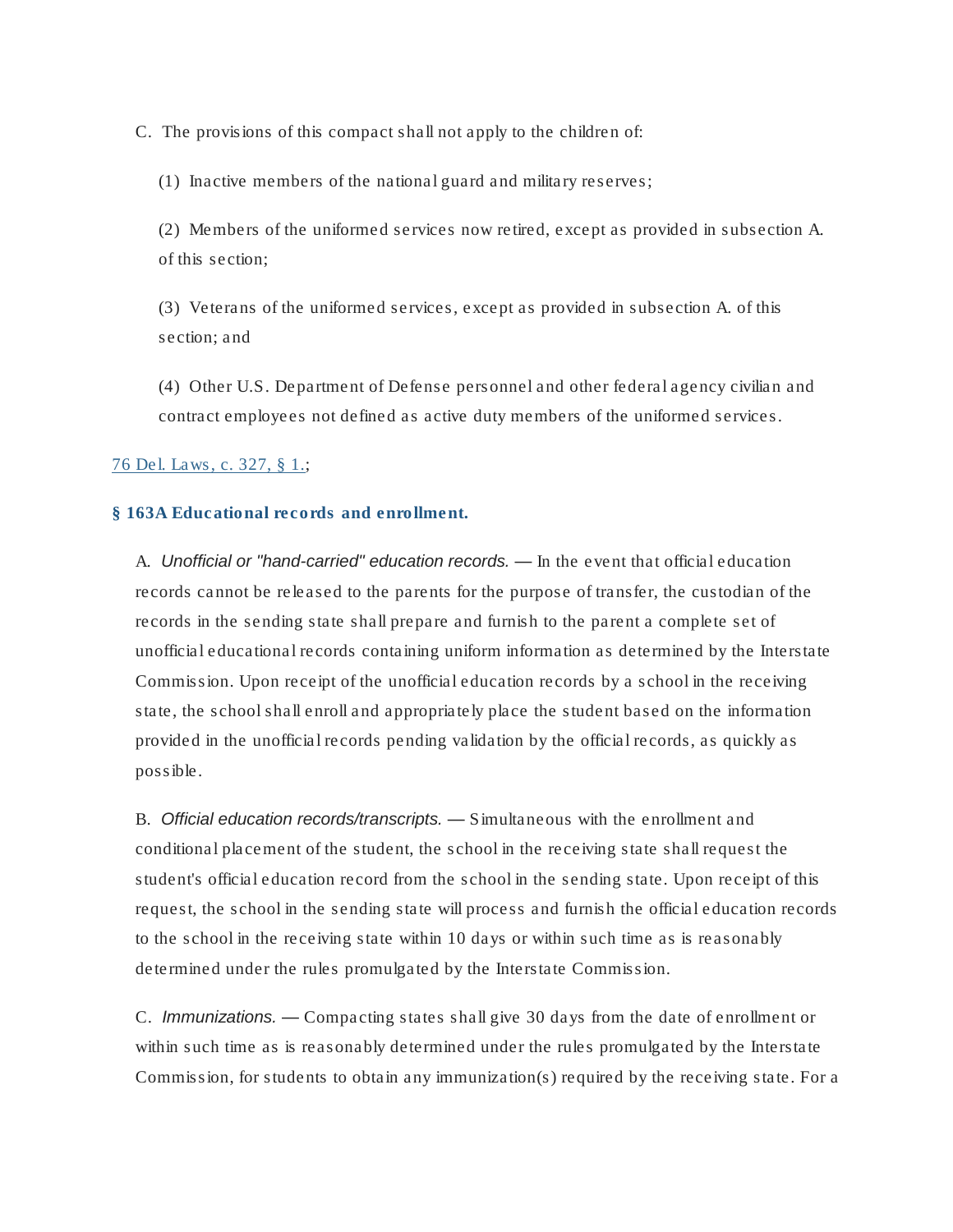C. The provisions of this compact shall not apply to the children of:

(1) Inactive members of the national guard and military reserves;

(2) Members of the uniformed services now retired, except as provided in subsection A. of this section;

(3) Veterans of the uniformed services, except as provided in subsection A. of this section; and

(4) Other U.S. Department of Defense personnel and other federal agency civilian and contract employees not defined as active duty members of the uniformed services.

76 Del. Laws, c. 327, § 1.;

### § 163A Educational records and enrollment.

A. *Unofficial or "hand-carried" education records.* — In the event that official education records cannot be released to the parents for the purpose of transfer, the custodian of the records in the sending state shall prepare and furnish to the parent a complete set of unofficial educational records containing uniform information as determined by the Interstate Commission. Upon receipt of the unofficial education records by a school in the receiving state, the school shall enroll and appropriately place the student based on the information provided in the unofficial records pending validation by the official records, as quickly as possible.

B. *Official education records/transcripts.* — Simultaneous with the enrollment and conditional placement of the student, the school in the receiving state shall request the student's official education record from the school in the sending state. Upon receipt of this request, the school in the sending state will process and furnish the official education records to the school in the receiving state within 10 days or within such time as is reasonably determined under the rules promulgated by the Interstate Commission.

C. *Immunizations.* — Compacting states shall give 30 days from the date of enrollment or within such time as is reasonably determined under the rules promulgated by the Interstate Commission, for students to obtain any immunization(s) required by the receiving state. For a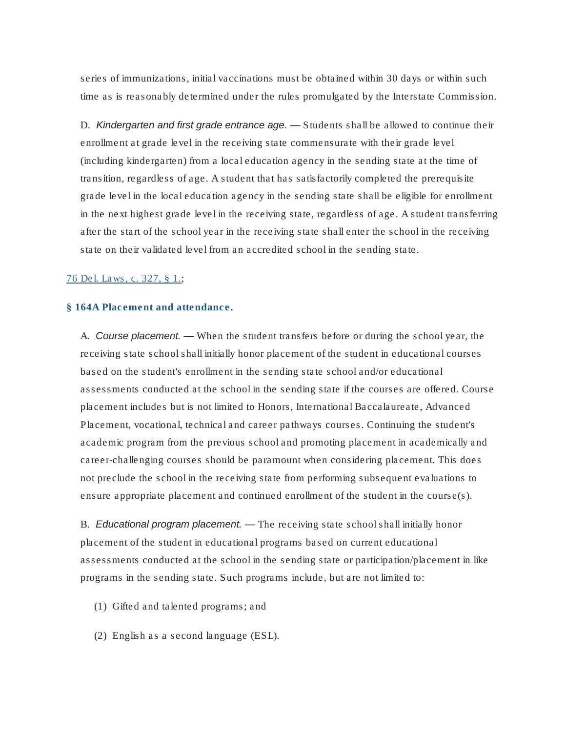series of immunizations, initial vaccinations must be obtained within 30 days or within such time as is reasonably determined under the rules promulgated by the Interstate Commission.

D. *Kindergarten and first grade entrance age.* — Students shall be allowed to continue their enrollment at grade level in the receiving state commensurate with their grade level (including kindergarten) from a local education agency in the sending state at the time of transition, regardless of age. A student that has satisfactorily completed the prerequisite grade level in the local education agency in the sending state shall be eligible for enrollment in the next highest grade level in the receiving state, regardless of age. A student transferring after the start of the school year in the receiving state shall enter the school in the receiving state on their validated level from an accredited school in the sending state.

76 Del. Laws, c. 327, § 1.;

### § 164A Placement and attendance.

A. *Course placement.* — When the student transfers before or during the school year, the receiving state school shall initially honor placement of the student in educational courses based on the student's enrollment in the sending state school and/or educational assessments conducted at the school in the sending state if the courses are offered. Course placement includes but is not limited to Honors, International Baccalaureate, Advanced Placement, vocational, technical and career pathways courses. Continuing the student's academic program from the previous school and promoting placement in academically and career-challenging courses should be paramount when considering placement. This does not preclude the school in the receiving state from performing subsequent evaluations to ensure appropriate placement and continued enrollment of the student in the course(s).

B. *Educational program placement.* — The receiving state school shall initially honor placement of the student in educational programs based on current educational assessments conducted at the school in the sending state or participation/placement in like programs in the sending state. Such programs include, but are not limited to:

(1) Gifted and talented programs; and

(2) English as a second language (ESL).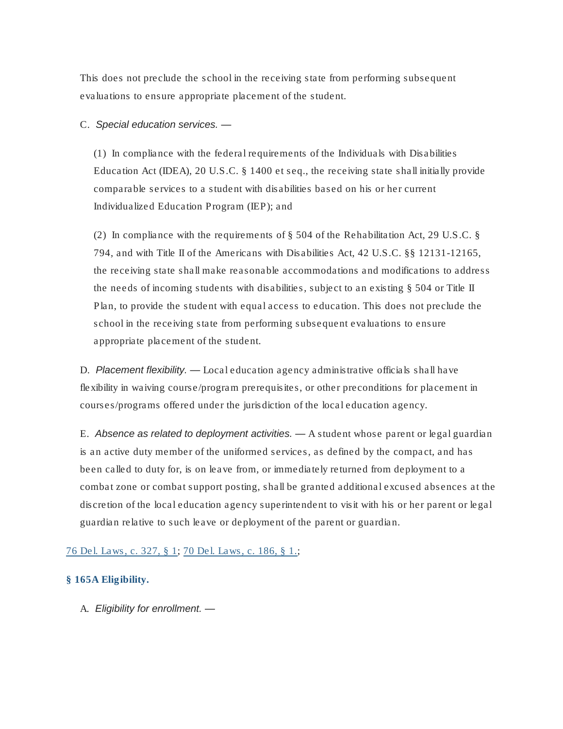This does not preclude the school in the receiving state from performing subsequent evaluations to ensure appropriate placement of the student.

C. *Special education services.* —

(1) In compliance with the federal requirements of the Individuals with Disabilities Education Act (IDEA), 20 U.S.C. § 1400 et seq., the receiving state shall initially provide comparable services to a student with disabilities based on his or her current Individualized Education Program (IEP); and

(2) In compliance with the requirements of § 504 of the Rehabilitation Act, 29 U.S.C. § 794, and with Title II of the Americans with Disabilities Act, 42 U.S.C. §§ 12131-12165, the receiving state shall make reasonable accommodations and modifications to address the needs of incoming students with disabilities, subject to an existing § 504 or Title II Plan, to provide the student with equal access to education. This does not preclude the school in the receiving state from performing subsequent evaluations to ensure appropriate placement of the student.

D. *Placement flexibility.* — Local education agency administrative officials shall have flexibility in waiving course/program prerequisites, or other preconditions for placement in courses/programs offered under the jurisdiction of the local education agency.

E. *Absence as related to deployment activities.* — A student whose parent or legal guardian is an active duty member of the uniformed services, as defined by the compact, and has been called to duty for, is on leave from, or immediately returned from deployment to a combat zone or combat support posting, shall be granted additional excused absences at the discretion of the local education agency superintendent to visit with his or her parent or legal guardian relative to such leave or deployment of the parent or guardian.

76 Del. Laws, c. 327, § 1; 70 Del. Laws, c. 186, § 1.;

### § 165A Eligibility.

A. *Eligibility for enrollment.* —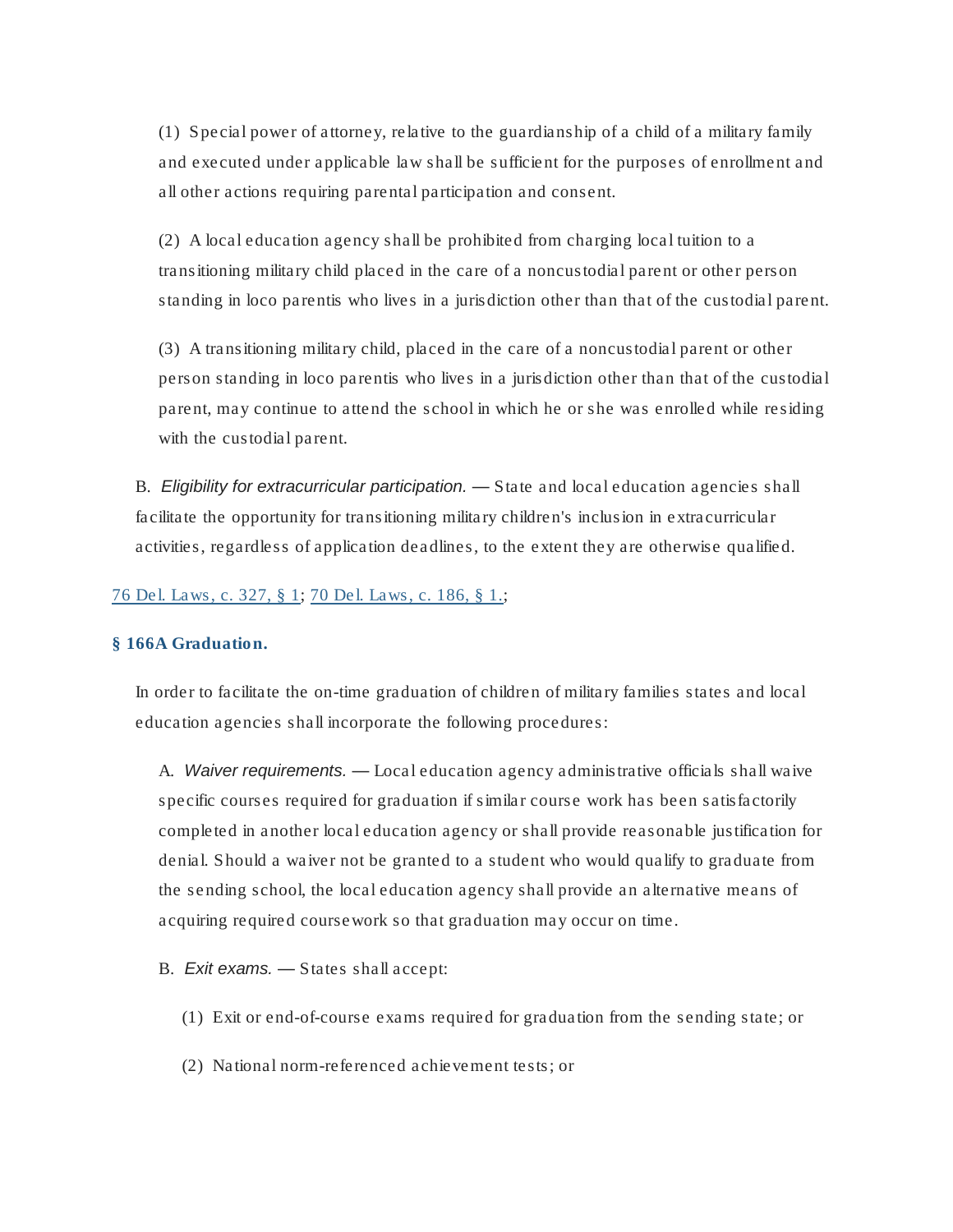(1) Special power of attorney, relative to the guardianship of a child of a military family and executed under applicable law shall be sufficient for the purposes of enrollment and all other actions requiring parental participation and consent.

(2) A local education agency shall be prohibited from charging local tuition to a transitioning military child placed in the care of a noncustodial parent or other person standing in loco parentis who lives in a jurisdiction other than that of the custodial parent.

(3) A transitioning military child, placed in the care of a noncustodial parent or other person standing in loco parentis who lives in a jurisdiction other than that of the custodial parent, may continue to attend the school in which he or she was enrolled while residing with the custodial parent.

B. *Eligibility for extracurricular participation.* — State and local education agencies shall facilitate the opportunity for transitioning military children's inclusion in extracurricular activities, regardless of application deadlines, to the extent they are otherwise qualified.

76 Del. Laws, c. 327, § 1; 70 Del. Laws, c. 186, § 1.;

### § 166A Graduation.

In order to facilitate the on-time graduation of children of military families states and local education agencies shall incorporate the following procedures:

A. *Waiver requirements.* — Local education agency administrative officials shall waive specific courses required for graduation if similar course work has been satisfactorily completed in another local education agency or shall provide reasonable justification for denial. Should a waiver not be granted to a student who would qualify to graduate from the sending school, the local education agency shall provide an alternative means of acquiring required coursework so that graduation may occur on time.

B. *Exit exams.* — States shall accept:

(1) Exit or end-of-course exams required for graduation from the sending state; or

(2) National norm-referenced achievement tests; or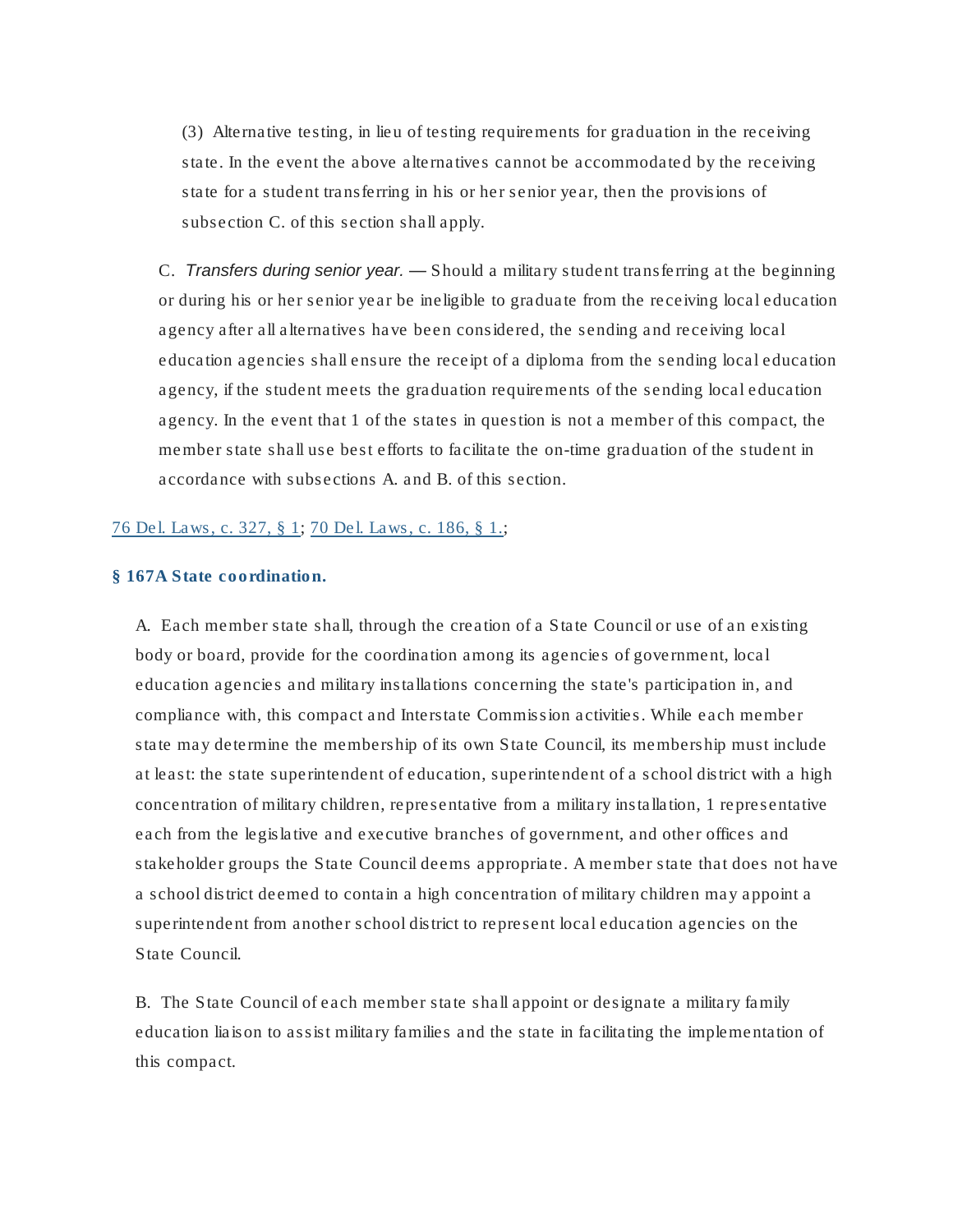(3) Alternative testing, in lieu of testing requirements for graduation in the receiving state. In the event the above alternatives cannot be accommodated by the receiving state for a student transferring in his or her senior year, then the provisions of subsection C. of this section shall apply.

C. *Transfers during senior year.* — Should a military student transferring at the beginning or during his or her senior year be ineligible to graduate from the receiving local education agency after all alternatives have been considered, the sending and receiving local education agencies shall ensure the receipt of a diploma from the sending local education agency, if the student meets the graduation requirements of the sending local education agency. In the event that 1 of the states in question is not a member of this compact, the member state shall use best efforts to facilitate the on-time graduation of the student in accordance with subsections A. and B. of this section.

76 Del. Laws, c. 327, § 1; 70 Del. Laws, c. 186, § 1.;

### § 167A State coordination.

A. Each member state shall, through the creation of a State Council or use of an existing body or board, provide for the coordination among its agencies of government, local education agencies and military installations concerning the state's participation in, and compliance with, this compact and Interstate Commission activities. While each member state may determine the membership of its own State Council, its membership must include at least: the state superintendent of education, superintendent of a school district with a high concentration of military children, representative from a military installation, 1 representative each from the legislative and executive branches of government, and other offices and stakeholder groups the State Council deems appropriate. A member state that does not have a school district deemed to contain a high concentration of military children may appoint a superintendent from another school district to represent local education agencies on the State Council.

B. The State Council of each member state shall appoint or designate a military family education liaison to assist military families and the state in facilitating the implementation of this compact.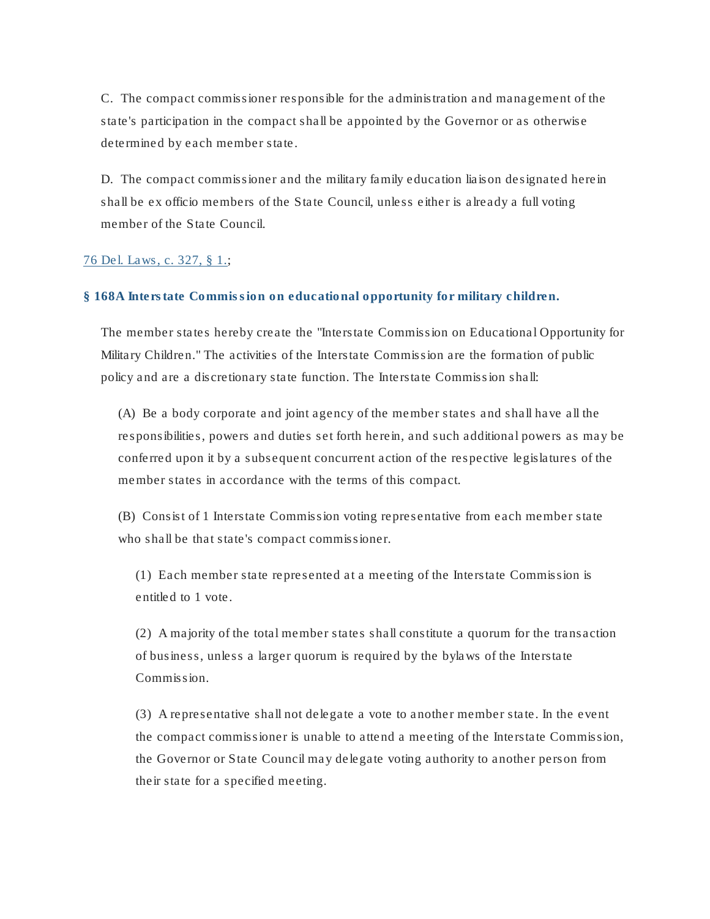C. The compact commissioner responsible for the administration and management of the state's participation in the compact shall be appointed by the Governor or as otherwise determined by each member state.

D. The compact commissioner and the military family education liaison designated herein shall be ex officio members of the State Council, unless either is already a full voting member of the State Council.

76 Del. Laws, c. 327, § 1.;

### § 168A Interstate Commission on educational opportunity for military children.

The member states hereby create the "Interstate Commission on Educational Opportunity for Military Children." The activities of the Interstate Commission are the formation of public policy and are a discretionary state function. The Interstate Commission shall:

(A) Be a body corporate and joint agency of the member states and shall have all the responsibilities, powers and duties set forth herein, and such additional powers as may be conferred upon it by a subsequent concurrent action of the respective legislatures of the member states in accordance with the terms of this compact.

(B) Consist of 1 Interstate Commission voting representative from each member state who shall be that state's compact commissioner.

(1) Each member state represented at a meeting of the Interstate Commission is entitled to 1 vote.

(2) A majority of the total member states shall constitute a quorum for the transaction of business, unless a larger quorum is required by the bylaws of the Interstate Commission.

(3) A representative shall not delegate a vote to another member state. In the event the compact commissioner is unable to attend a meeting of the Interstate Commission, the Governor or State Council may delegate voting authority to another person from their state for a specified meeting.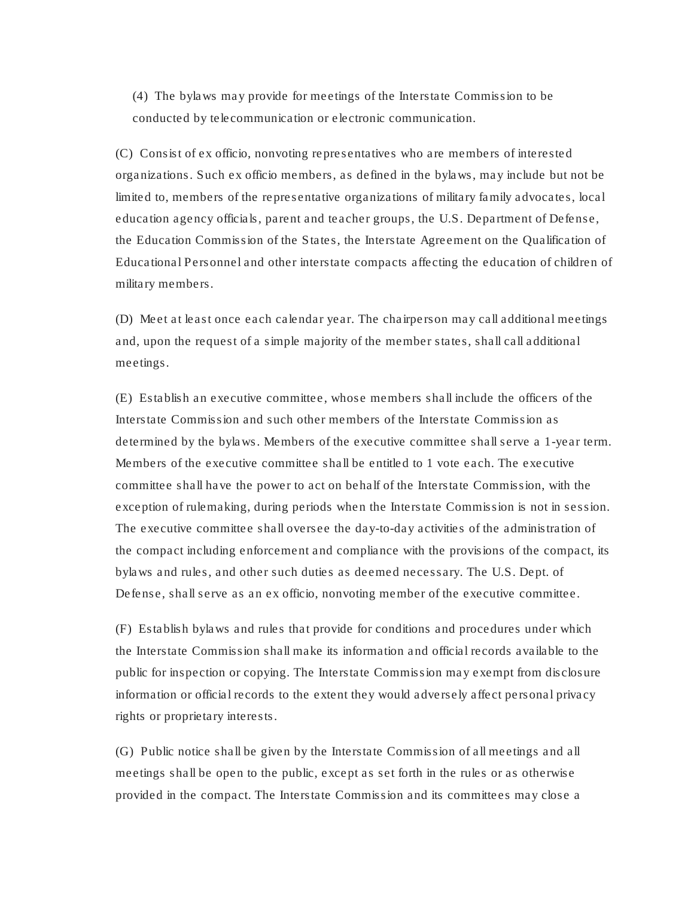(4) The bylaws may provide for meetings of the Interstate Commission to be conducted by telecommunication or electronic communication.

(C) Consist of ex officio, nonvoting representatives who are members of interested organizations. Such ex officio members, as defined in the bylaws, may include but not be limited to, members of the representative organizations of military family advocates, local education agency officials, parent and teacher groups, the U.S. Department of Defense, the Education Commission of the States, the Interstate Agreement on the Qualification of Educational Personnel and other interstate compacts affecting the education of children of military members.

(D) Meet at least once each calendar year. The chairperson may call additional meetings and, upon the request of a simple majority of the member states, shall call additional meetings.

(E) Establish an executive committee, whose members shall include the officers of the Interstate Commission and such other members of the Interstate Commission as determined by the bylaws. Members of the executive committee shall serve a 1-year term. Members of the executive committee shall be entitled to 1 vote each. The executive committee shall have the power to act on behalf of the Interstate Commission, with the exception of rulemaking, during periods when the Interstate Commission is not in session. The executive committee shall oversee the day-to-day activities of the administration of the compact including enforcement and compliance with the provisions of the compact, its bylaws and rules, and other such duties as deemed necessary. The U.S. Dept. of Defense, shall serve as an ex officio, nonvoting member of the executive committee.

(F) Establish bylaws and rules that provide for conditions and procedures under which the Interstate Commission shall make its information and official records available to the public for inspection or copying. The Interstate Commission may exempt from disclosure information or official records to the extent they would adversely affect personal privacy rights or proprietary interests.

(G) Public notice shall be given by the Interstate Commission of all meetings and all meetings shall be open to the public, except as set forth in the rules or as otherwise provided in the compact. The Interstate Commission and its committees may close a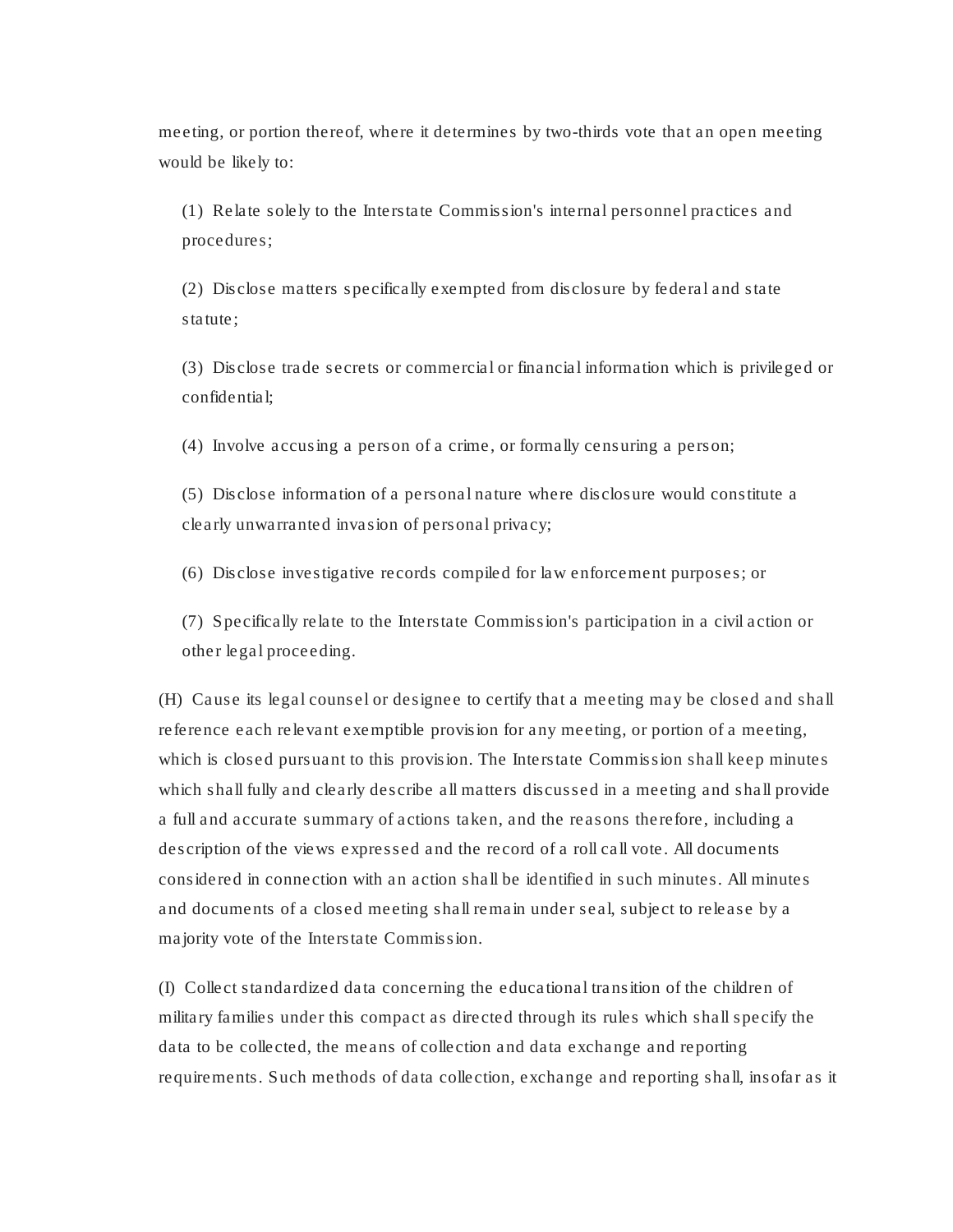meeting, or portion thereof, where it determines by two-thirds vote that an open meeting would be likely to:

(1) Relate solely to the Interstate Commission's internal personnel practices and procedures;

(2) Disclose matters specifically exempted from disclosure by federal and state statute;

(3) Disclose trade secrets or commercial or financial information which is privileged or confidential;

(4) Involve accusing a person of a crime, or formally censuring a person;

(5) Disclose information of a personal nature where disclosure would constitute a clearly unwarranted invasion of personal privacy;

(6) Disclose investigative records compiled for law enforcement purposes; or

(7) Specifically relate to the Interstate Commission's participation in a civil action or other legal proceeding.

(H) Cause its legal counsel or designee to certify that a meeting may be closed and shall reference each relevant exemptible provision for any meeting, or portion of a meeting, which is closed pursuant to this provision. The Interstate Commission shall keep minutes which shall fully and clearly describe all matters discussed in a meeting and shall provide a full and accurate summary of actions taken, and the reasons therefore, including a description of the views expressed and the record of a roll call vote. All documents considered in connection with an action shall be identified in such minutes. All minutes and documents of a closed meeting shall remain under seal, subject to release by a majority vote of the Interstate Commission.

(I) Collect standardized data concerning the educational transition of the children of military families under this compact as directed through its rules which shall specify the data to be collected, the means of collection and data exchange and reporting requirements. Such methods of data collection, exchange and reporting shall, insofar as it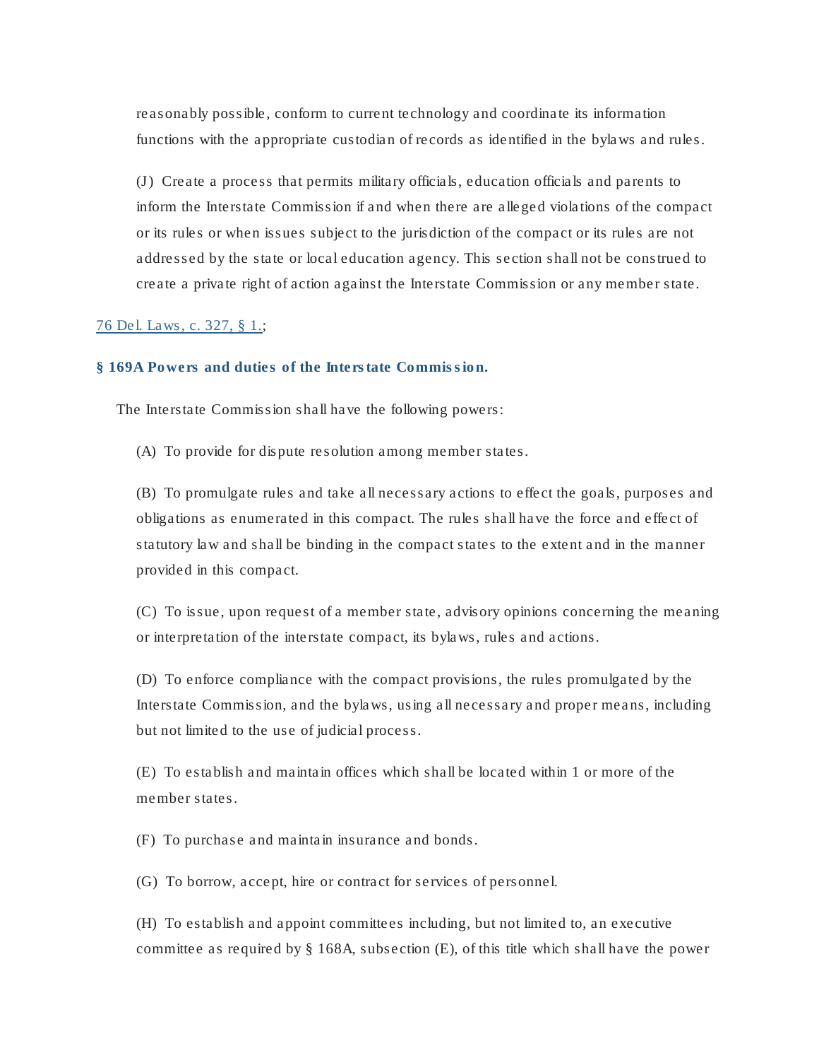reasonably possible, conform to current technology and coordinate its information functions with the appropriate custodian of records as identified in the bylaws and rules.

(J) Create a process that permits military officials, education officials and parents to inform the Interstate Commission if and when there are alleged violations of the compact or its rules or when issues subject to the jurisdiction of the compact or its rules are not addressed by the state or local education agency. This section shall not be construed to create a private right of action against the Interstate Commission or any member state.

76 Del. Laws, c. 327, § 1.;

### § 169A Powers and duties of the Interstate Commission.

The Interstate Commission shall have the following powers:

(A) To provide for dispute resolution among member states.

(B) To promulgate rules and take all necessary actions to effect the goals, purposes and obligations as enumerated in this compact. The rules shall have the force and effect of statutory law and shall be binding in the compact states to the extent and in the manner provided in this compact.

(C) To issue, upon request of a member state, advisory opinions concerning the meaning or interpretation of the interstate compact, its bylaws, rules and actions.

(D) To enforce compliance with the compact provisions, the rules promulgated by the Interstate Commission, and the bylaws, using all necessary and proper means, including but not limited to the use of judicial process.

(E) To establish and maintain offices which shall be located within 1 or more of the member states.

(F) To purchase and maintain insurance and bonds.

(G) To borrow, accept, hire or contract for services of personnel.

(H) To establish and appoint committees including, but not limited to, an executive committee as required by § 168A, subsection (E), of this title which shall have the power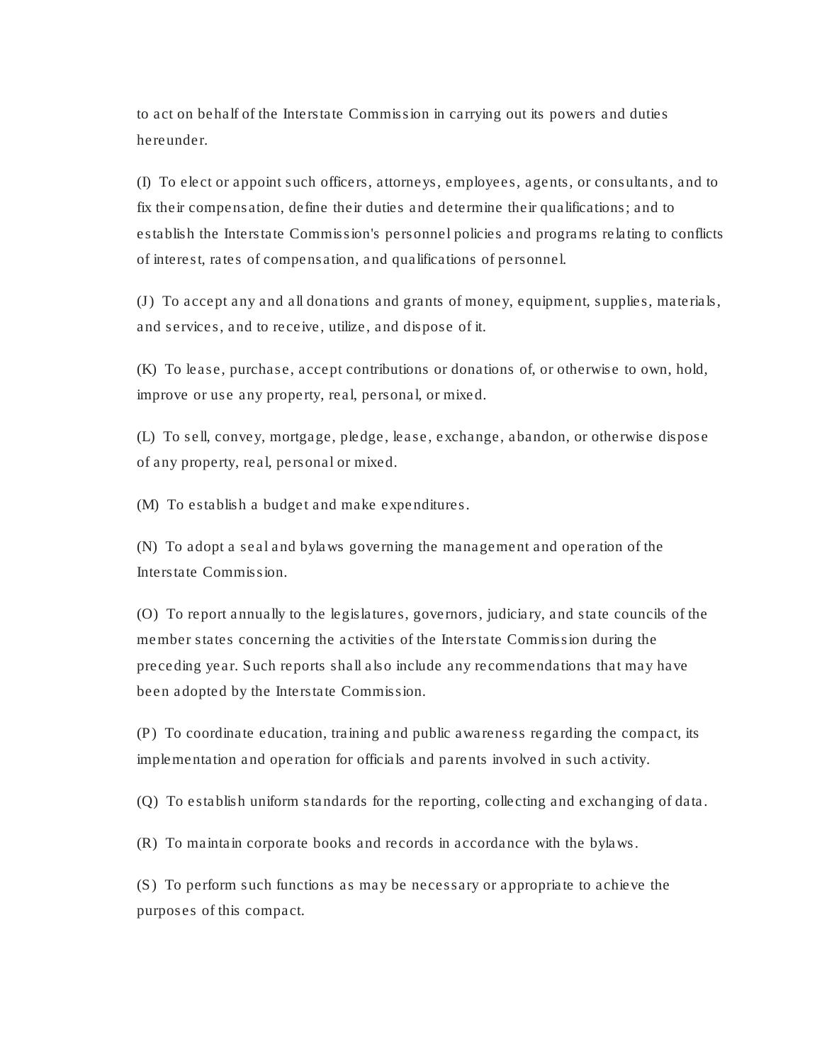to act on behalf of the Interstate Commission in carrying out its powers and duties hereunder.

(I) To elect or appoint such officers, attorneys, employees, agents, or consultants, and to fix their compensation, define their duties and determine their qualifications; and to establish the Interstate Commission's personnel policies and programs relating to conflicts of interest, rates of compensation, and qualifications of personnel.

(J) To accept any and all donations and grants of money, equipment, supplies, materials, and services, and to receive, utilize, and dispose of it.

(K) To lease, purchase, accept contributions or donations of, or otherwise to own, hold, improve or use any property, real, personal, or mixed.

(L) To sell, convey, mortgage, pledge, lease, exchange, abandon, or otherwise dispose of any property, real, personal or mixed.

(M) To establish a budget and make expenditures.

(N) To adopt a seal and bylaws governing the management and operation of the Interstate Commission.

(O) To report annually to the legislatures, governors, judiciary, and state councils of the member states concerning the activities of the Interstate Commission during the preceding year. Such reports shall also include any recommendations that may have been adopted by the Interstate Commission.

(P) To coordinate education, training and public awareness regarding the compact, its implementation and operation for officials and parents involved in such activity.

(Q) To establish uniform standards for the reporting, collecting and exchanging of data.

(R) To maintain corporate books and records in accordance with the bylaws.

(S) To perform such functions as may be necessary or appropriate to achieve the purposes of this compact.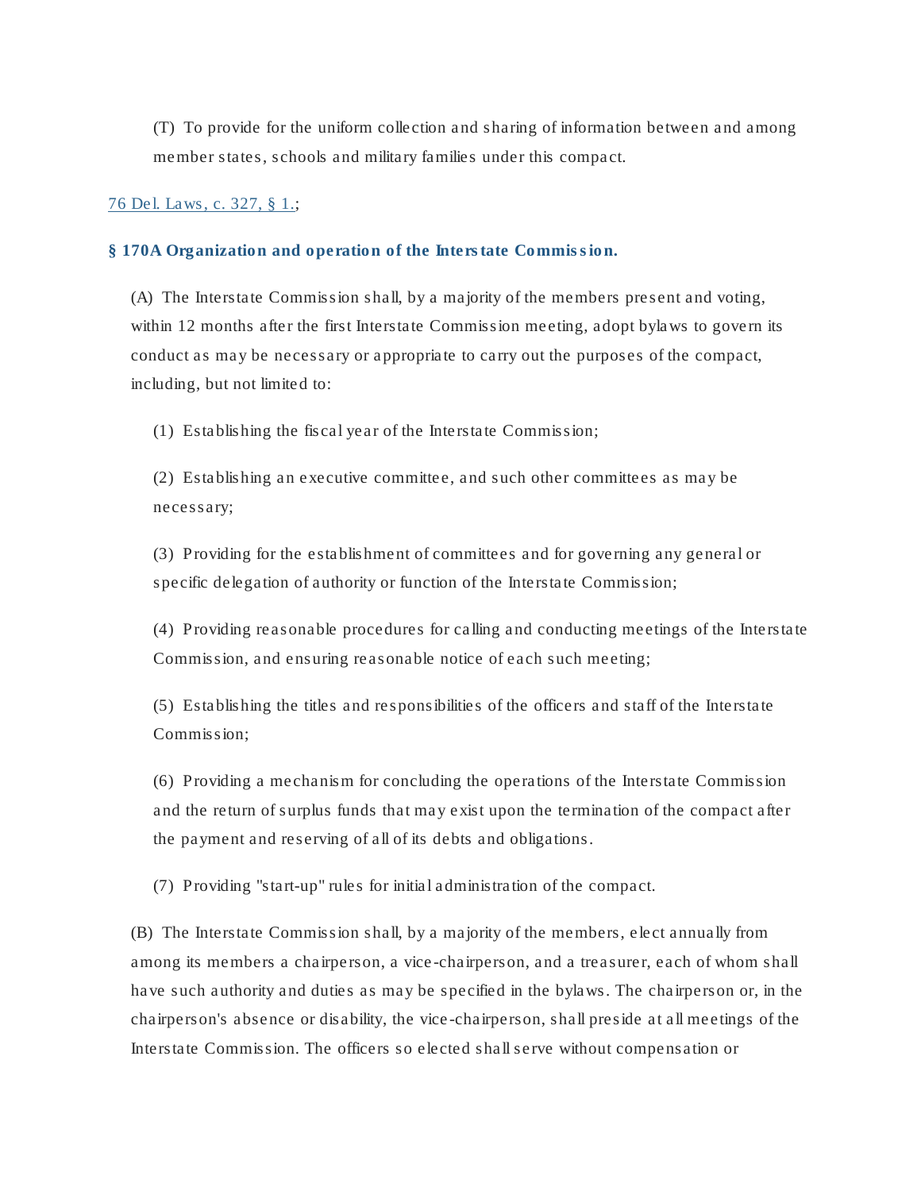(T) To provide for the uniform collection and sharing of information between and among member states, schools and military families under this compact.

[76 Del. Laws, c. 327, § 1.](#);

### § 170A Organization and operation of the Interstate Commission.

(A) The Interstate Commission shall, by a majority of the members present and voting, within 12 months after the first Interstate Commission meeting, adopt bylaws to govern its conduct as may be necessary or appropriate to carry out the purposes of the compact, including, but not limited to:

(1) Establishing the fiscal year of the Interstate Commission;

(2) Establishing an executive committee, and such other committees as may be necessary;

(3) Providing for the establishment of committees and for governing any general or specific delegation of authority or function of the Interstate Commission;

(4) Providing reasonable procedures for calling and conducting meetings of the Interstate Commission, and ensuring reasonable notice of each such meeting;

(5) Establishing the titles and responsibilities of the officers and staff of the Interstate Commission;

(6) Providing a mechanism for concluding the operations of the Interstate Commission and the return of surplus funds that may exist upon the termination of the compact after the payment and reserving of all of its debts and obligations.

(7) Providing "start-up" rules for initial administration of the compact.

(B) The Interstate Commission shall, by a majority of the members, elect annually from among its members a chairperson, a vice-chairperson, and a treasurer, each of whom shall have such authority and duties as may be specified in the bylaws. The chairperson or, in the chairperson's absence or disability, the vice-chairperson, shall preside at all meetings of the Interstate Commission. The officers so elected shall serve without compensation or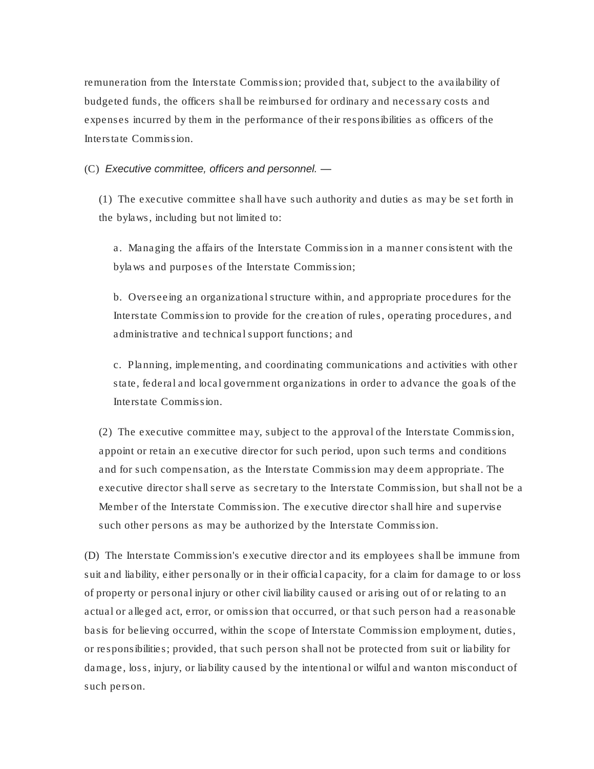remuneration from the Interstate Commission; provided that, subject to the availability of budgeted funds, the officers shall be reimbursed for ordinary and necessary costs and expenses incurred by them in the performance of their responsibilities as officers of the Interstate Commission.

(C) *Executive committee, officers and personnel. —*

(1) The executive committee shall have such authority and duties as may be set forth in the bylaws, including but not limited to:

a. Managing the affairs of the Interstate Commission in a manner consistent with the bylaws and purposes of the Interstate Commission;

b. Overseeing an organizational structure within, and appropriate procedures for the Interstate Commission to provide for the creation of rules, operating procedures, and administrative and technical support functions; and

c. Planning, implementing, and coordinating communications and activities with other state, federal and local government organizations in order to advance the goals of the Interstate Commission.

(2) The executive committee may, subject to the approval of the Interstate Commission, appoint or retain an executive director for such period, upon such terms and conditions and for such compensation, as the Interstate Commission may deem appropriate. The executive director shall serve as secretary to the Interstate Commission, but shall not be a Member of the Interstate Commission. The executive director shall hire and supervise such other persons as may be authorized by the Interstate Commission.

(D) The Interstate Commission's executive director and its employees shall be immune from suit and liability, either personally or in their official capacity, for a claim for damage to or loss of property or personal injury or other civil liability caused or arising out of or relating to an actual or alleged act, error, or omission that occurred, or that such person had a reasonable basis for believing occurred, within the scope of Interstate Commission employment, duties, or responsibilities; provided, that such person shall not be protected from suit or liability for damage, loss, injury, or liability caused by the intentional or wilful and wanton misconduct of such person.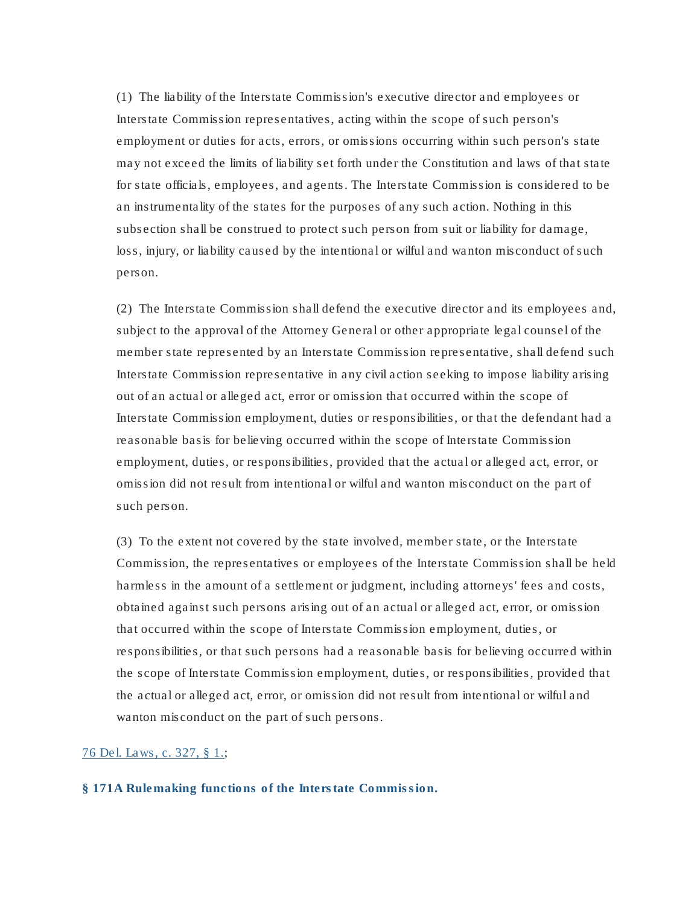(1) The liability of the Interstate Commission's executive director and employees or Interstate Commission representatives, acting within the scope of such person's employment or duties for acts, errors, or omissions occurring within such person's state may not exceed the limits of liability set forth under the Constitution and laws of that state for state officials, employees, and agents. The Interstate Commission is considered to be an instrumentality of the states for the purposes of any such action. Nothing in this subsection shall be construed to protect such person from suit or liability for damage, loss, injury, or liability caused by the intentional or wilful and wanton misconduct of such person.

(2) The Interstate Commission shall defend the executive director and its employees and, subject to the approval of the Attorney General or other appropriate legal counsel of the member state represented by an Interstate Commission representative, shall defend such Interstate Commission representative in any civil action seeking to impose liability arising out of an actual or alleged act, error or omission that occurred within the scope of Interstate Commission employment, duties or responsibilities, or that the defendant had a reasonable basis for believing occurred within the scope of Interstate Commission employment, duties, or responsibilities, provided that the actual or alleged act, error, or omission did not result from intentional or wilful and wanton misconduct on the part of such person.

(3) To the extent not covered by the state involved, member state, or the Interstate Commission, the representatives or employees of the Interstate Commission shall be held harmless in the amount of a settlement or judgment, including attorneys' fees and costs, obtained against such persons arising out of an actual or alleged act, error, or omission that occurred within the scope of Interstate Commission employment, duties, or responsibilities, or that such persons had a reasonable basis for believing occurred within the scope of Interstate Commission employment, duties, or responsibilities, provided that the actual or alleged act, error, or omission did not result from intentional or wilful and wanton misconduct on the part of such persons.

76 Del. Laws, c. 327, § 1.;

**§ 171A Rulemaking functions of the Interstate Commission.**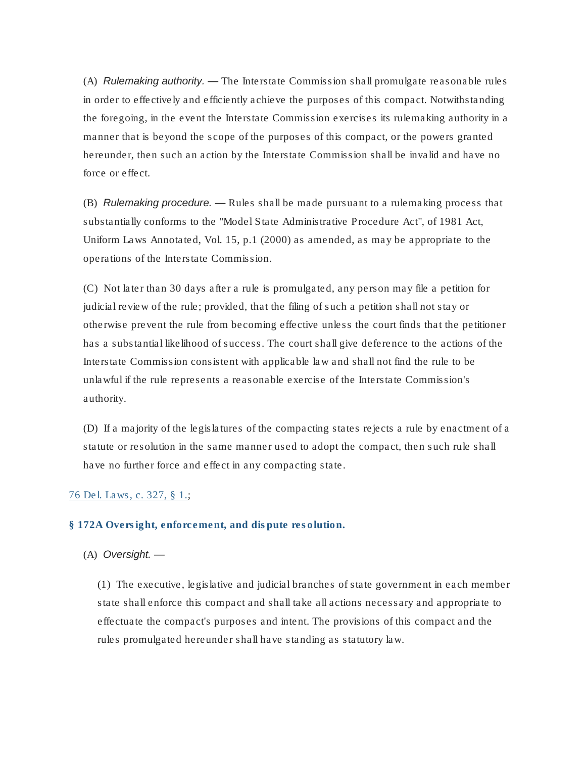(A) *Rulemaking authority.* — The Interstate Commission shall promulgate reasonable rules in order to effectively and efficiently achieve the purposes of this compact. Notwithstanding the foregoing, in the event the Interstate Commission exercises its rulemaking authority in a manner that is beyond the scope of the purposes of this compact, or the powers granted hereunder, then such an action by the Interstate Commission shall be invalid and have no force or effect.

(B) *Rulemaking procedure.* — Rules shall be made pursuant to a rulemaking process that substantially conforms to the "Model State Administrative Procedure Act", of 1981 Act, Uniform Laws Annotated, Vol. 15, p.1 (2000) as amended, as may be appropriate to the operations of the Interstate Commission.

(C) Not later than 30 days after a rule is promulgated, any person may file a petition for judicial review of the rule; provided, that the filing of such a petition shall not stay or otherwise prevent the rule from becoming effective unless the court finds that the petitioner has a substantial likelihood of success. The court shall give deference to the actions of the Interstate Commission consistent with applicable law and shall not find the rule to be unlawful if the rule represents a reasonable exercise of the Interstate Commission's authority.

(D) If a majority of the legislatures of the compacting states rejects a rule by enactment of a statute or resolution in the same manner used to adopt the compact, then such rule shall have no further force and effect in any compacting state.

76 Del. Laws, c. 327, § 1.;

### § 172A Oversight, enforcement, and dispute resolution.

(A) *Oversight.* —

(1) The executive, legislative and judicial branches of state government in each member state shall enforce this compact and shall take all actions necessary and appropriate to effectuate the compact's purposes and intent. The provisions of this compact and the rules promulgated hereunder shall have standing as statutory law.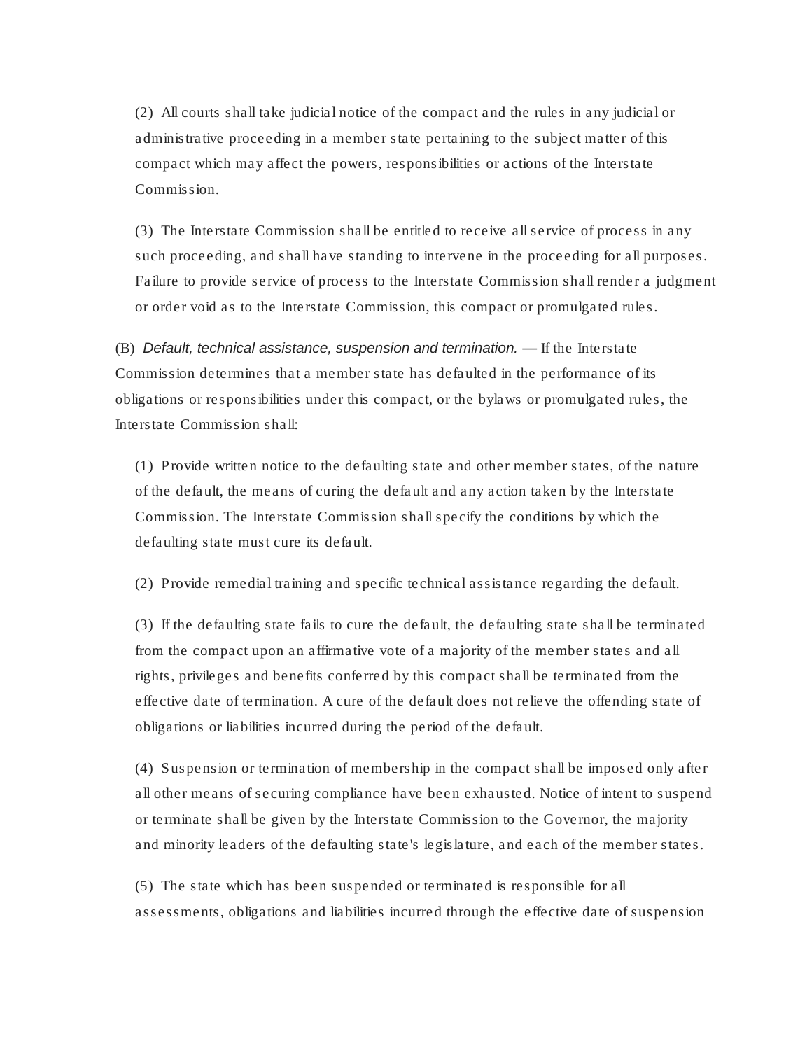(2) All courts shall take judicial notice of the compact and the rules in any judicial or administrative proceeding in a member state pertaining to the subject matter of this compact which may affect the powers, responsibilities or actions of the Interstate Commission.

(3) The Interstate Commission shall be entitled to receive all service of process in any such proceeding, and shall have standing to intervene in the proceeding for all purposes. Failure to provide service of process to the Interstate Commission shall render a judgment or order void as to the Interstate Commission, this compact or promulgated rules.

(B) *Default, technical assistance, suspension and termination.* — If the Interstate Commission determines that a member state has defaulted in the performance of its obligations or responsibilities under this compact, or the bylaws or promulgated rules, the Interstate Commission shall:

(1) Provide written notice to the defaulting state and other member states, of the nature of the default, the means of curing the default and any action taken by the Interstate Commission. The Interstate Commission shall specify the conditions by which the defaulting state must cure its default.

(2) Provide remedial training and specific technical assistance regarding the default.

(3) If the defaulting state fails to cure the default, the defaulting state shall be terminated from the compact upon an affirmative vote of a majority of the member states and all rights, privileges and benefits conferred by this compact shall be terminated from the effective date of termination. A cure of the default does not relieve the offending state of obligations or liabilities incurred during the period of the default.

(4) Suspension or termination of membership in the compact shall be imposed only after all other means of securing compliance have been exhausted. Notice of intent to suspend or terminate shall be given by the Interstate Commission to the Governor, the majority and minority leaders of the defaulting state's legislature, and each of the member states.

(5) The state which has been suspended or terminated is responsible for all assessments, obligations and liabilities incurred through the effective date of suspension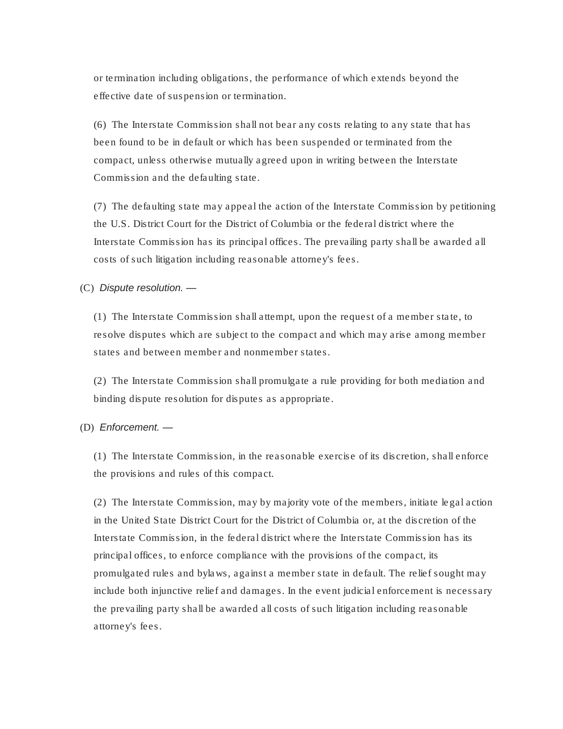or termination including obligations, the performance of which extends beyond the effective date of suspension or termination.

(6) The Interstate Commission shall not bear any costs relating to any state that has been found to be in default or which has been suspended or terminated from the compact, unless otherwise mutually agreed upon in writing between the Interstate Commission and the defaulting state.

(7) The defaulting state may appeal the action of the Interstate Commission by petitioning the U.S. District Court for the District of Columbia or the federal district where the Interstate Commission has its principal offices. The prevailing party shall be awarded all costs of such litigation including reasonable attorney's fees.

(C) *Dispute resolution. —*

(1) The Interstate Commission shall attempt, upon the request of a member state, to resolve disputes which are subject to the compact and which may arise among member states and between member and nonmember states.

(2) The Interstate Commission shall promulgate a rule providing for both mediation and binding dispute resolution for disputes as appropriate.

(D) *Enforcement. —*

(1) The Interstate Commission, in the reasonable exercise of its discretion, shall enforce the provisions and rules of this compact.

(2) The Interstate Commission, may by majority vote of the members, initiate legal action in the United State District Court for the District of Columbia or, at the discretion of the Interstate Commission, in the federal district where the Interstate Commission has its principal offices, to enforce compliance with the provisions of the compact, its promulgated rules and bylaws, against a member state in default. The relief sought may include both injunctive relief and damages. In the event judicial enforcement is necessary the prevailing party shall be awarded all costs of such litigation including reasonable attorney's fees.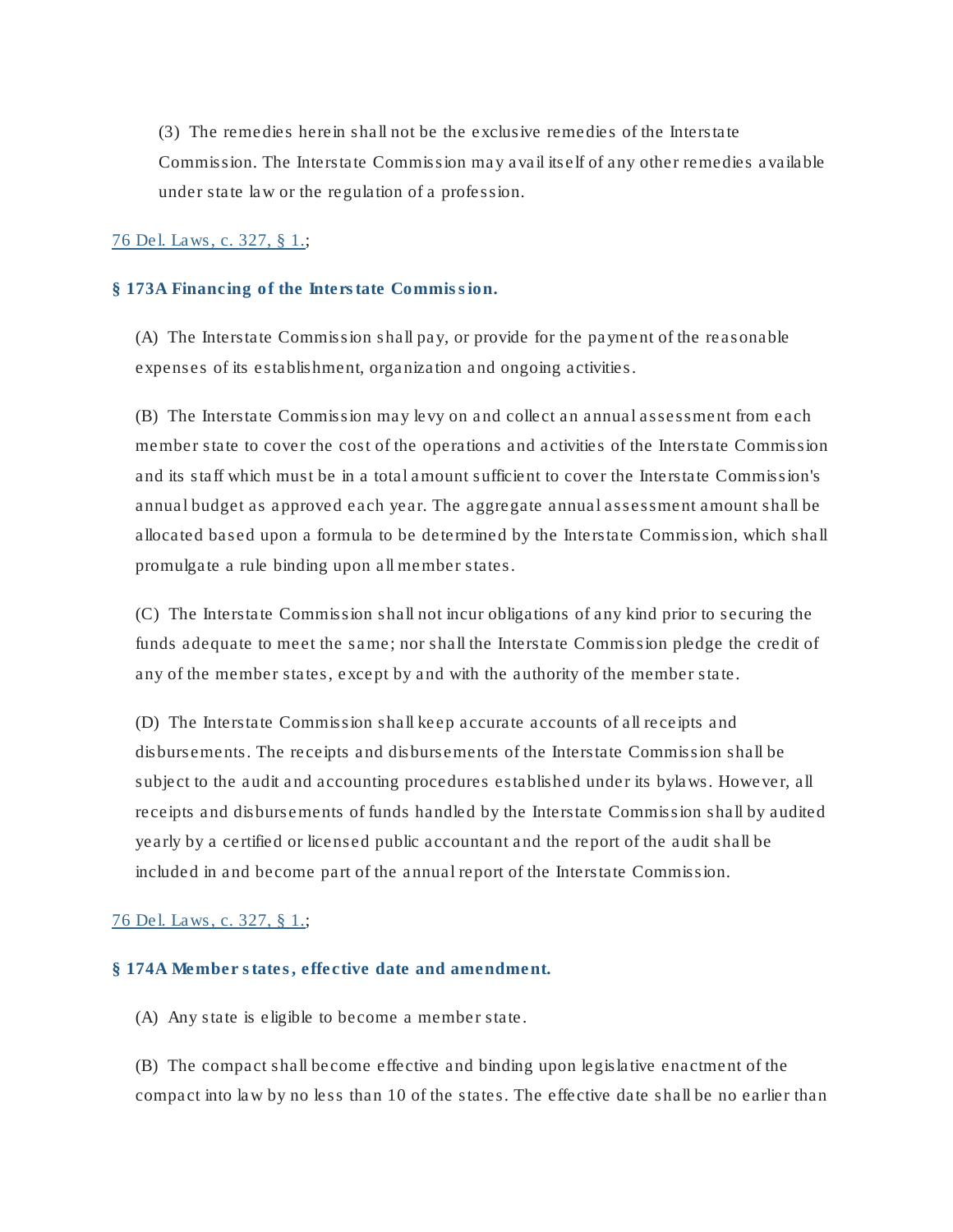(3) The remedies herein shall not be the exclusive remedies of the Interstate Commission. The Interstate Commission may avail itself of any other remedies available under state law or the regulation of a profession.

76 Del. Laws, c. 327, § 1.;

### § 173A Financing of the Interstate Commission.

(A) The Interstate Commission shall pay, or provide for the payment of the reasonable expenses of its establishment, organization and ongoing activities.

(B) The Interstate Commission may levy on and collect an annual assessment from each member state to cover the cost of the operations and activities of the Interstate Commission and its staff which must be in a total amount sufficient to cover the Interstate Commission's annual budget as approved each year. The aggregate annual assessment amount shall be allocated based upon a formula to be determined by the Interstate Commission, which shall promulgate a rule binding upon all member states.

(C) The Interstate Commission shall not incur obligations of any kind prior to securing the funds adequate to meet the same; nor shall the Interstate Commission pledge the credit of any of the member states, except by and with the authority of the member state.

(D) The Interstate Commission shall keep accurate accounts of all receipts and disbursements. The receipts and disbursements of the Interstate Commission shall be subject to the audit and accounting procedures established under its bylaws. However, all receipts and disbursements of funds handled by the Interstate Commission shall by audited yearly by a certified or licensed public accountant and the report of the audit shall be included in and become part of the annual report of the Interstate Commission.

76 Del. Laws, c. 327, § 1.;

### § 174A Member states, effective date and amendment.

(A) Any state is eligible to become a member state.

(B) The compact shall become effective and binding upon legislative enactment of the compact into law by no less than 10 of the states. The effective date shall be no earlier than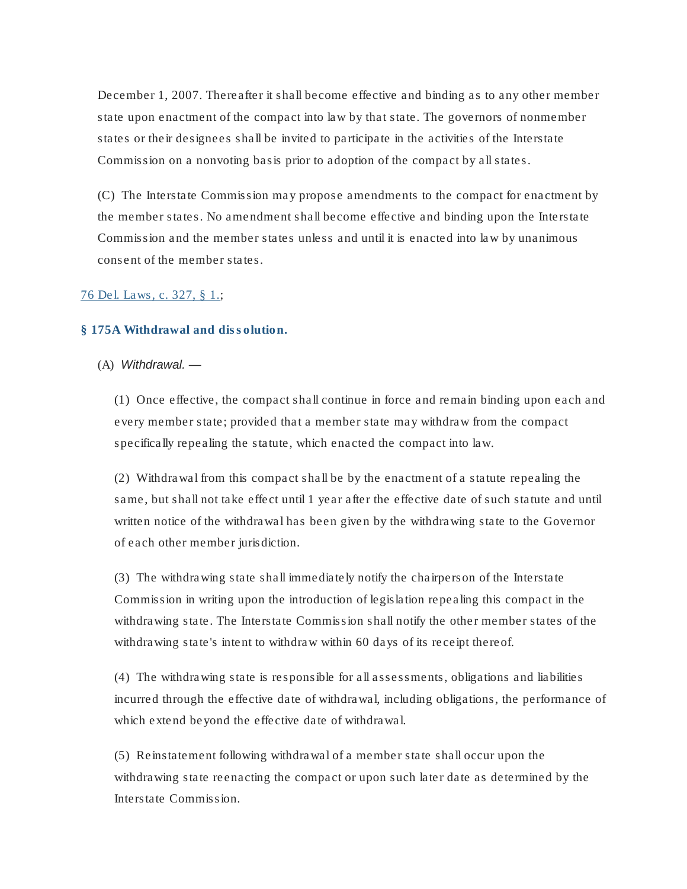December 1, 2007. Thereafter it shall become effective and binding as to any other member state upon enactment of the compact into law by that state. The governors of nonmember states or their designees shall be invited to participate in the activities of the Interstate Commission on a nonvoting basis prior to adoption of the compact by all states.

(C) The Interstate Commission may propose amendments to the compact for enactment by the member states. No amendment shall become effective and binding upon the Interstate Commission and the member states unless and until it is enacted into law by unanimous consent of the member states.

76 Del. Laws, c. 327, § 1.;

### § 175A Withdrawal and dissolution.

(A) *Withdrawal.* —

(1) Once effective, the compact shall continue in force and remain binding upon each and every member state; provided that a member state may withdraw from the compact specifically repealing the statute, which enacted the compact into law.

(2) Withdrawal from this compact shall be by the enactment of a statute repealing the same, but shall not take effect until 1 year after the effective date of such statute and until written notice of the withdrawal has been given by the withdrawing state to the Governor of each other member jurisdiction.

(3) The withdrawing state shall immediately notify the chairperson of the Interstate Commission in writing upon the introduction of legislation repealing this compact in the withdrawing state. The Interstate Commission shall notify the other member states of the withdrawing state's intent to withdraw within 60 days of its receipt thereof.

(4) The withdrawing state is responsible for all assessments, obligations and liabilities incurred through the effective date of withdrawal, including obligations, the performance of which extend beyond the effective date of withdrawal.

(5) Reinstatement following withdrawal of a member state shall occur upon the withdrawing state reenacting the compact or upon such later date as determined by the Interstate Commission.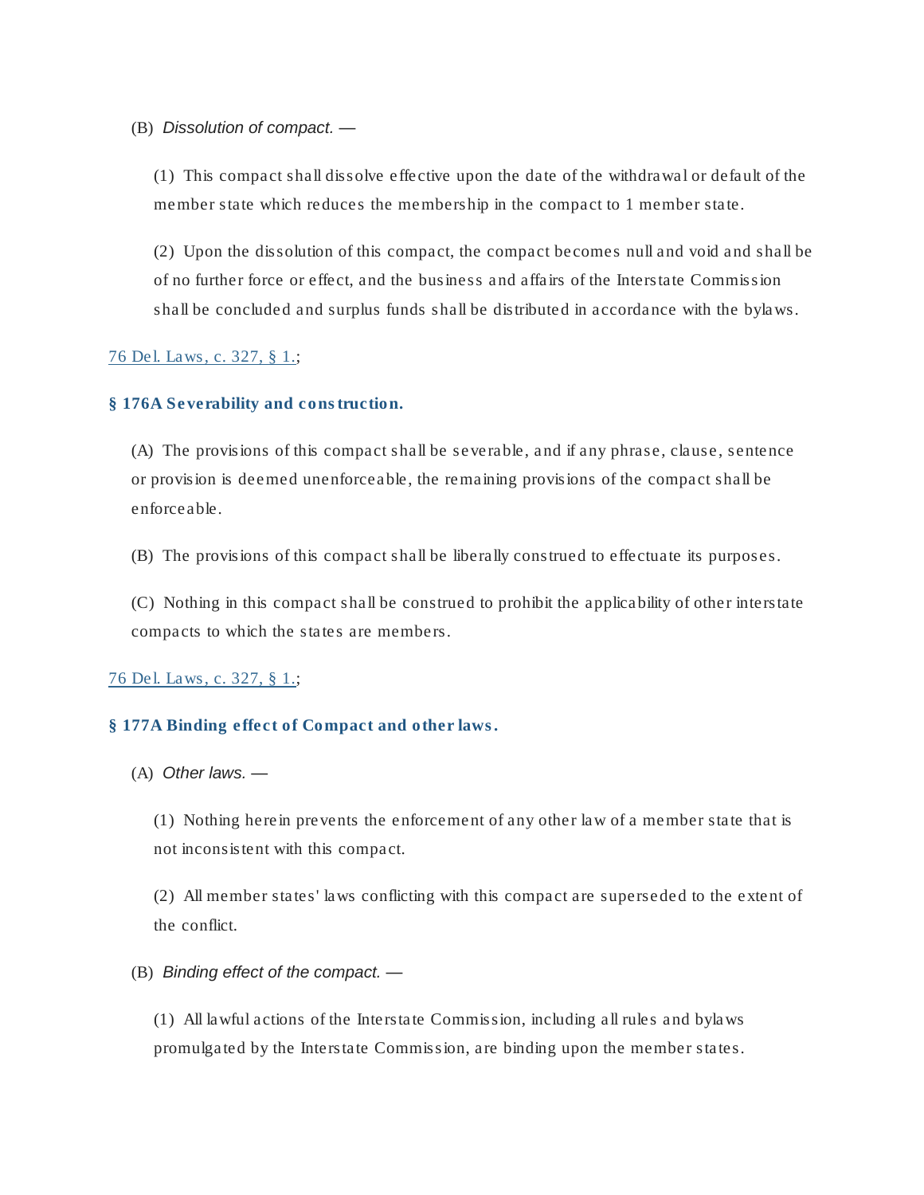(B) *Dissolution of compact.* —

(1) This compact shall dissolve effective upon the date of the withdrawal or default of the member state which reduces the membership in the compact to 1 member state.

(2) Upon the dissolution of this compact, the compact becomes null and void and shall be of no further force or effect, and the business and affairs of the Interstate Commission shall be concluded and surplus funds shall be distributed in accordance with the bylaws.

76 Del. Laws, c. 327, § 1.;

### § 176A Severability and construction.

(A) The provisions of this compact shall be severable, and if any phrase, clause, sentence or provision is deemed unenforceable, the remaining provisions of the compact shall be enforceable.

(B) The provisions of this compact shall be liberally construed to effectuate its purposes.

(C) Nothing in this compact shall be construed to prohibit the applicability of other interstate compacts to which the states are members.

76 Del. Laws, c. 327, § 1.;

### § 177A Binding effect of Compact and other laws.

(A) *Other laws.* —

(1) Nothing herein prevents the enforcement of any other law of a member state that is not inconsistent with this compact.

(2) All member states' laws conflicting with this compact are superseded to the extent of the conflict.

(B) *Binding effect of the compact.* —

(1) All lawful actions of the Interstate Commission, including all rules and bylaws promulgated by the Interstate Commission, are binding upon the member states.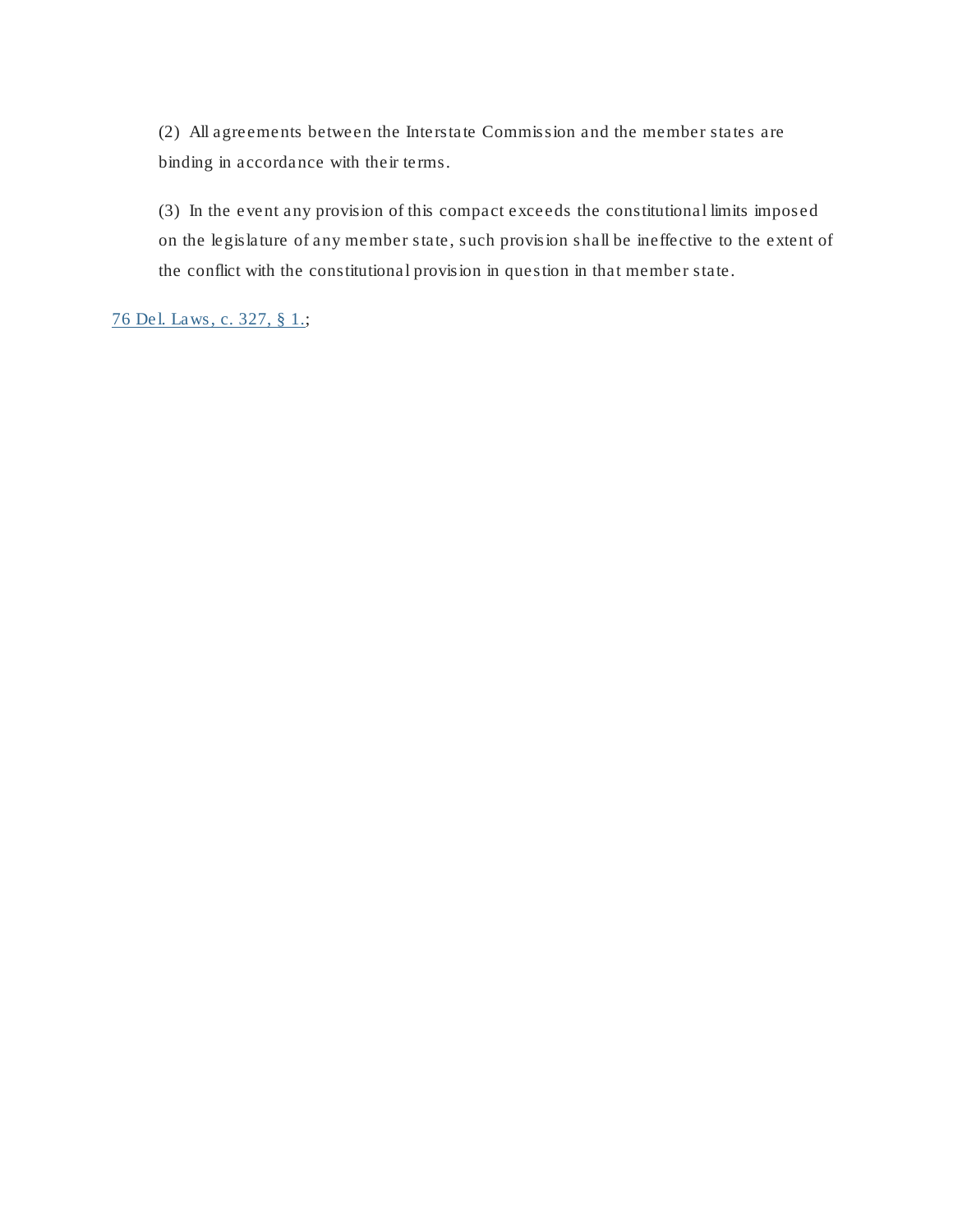(2) All agreements between the Interstate Commission and the member states are binding in accordance with their terms.

(3) In the event any provision of this compact exceeds the constitutional limits imposed on the legislature of any member state, such provision shall be ineffective to the extent of the conflict with the constitutional provision in question in that member state.

76 Del. Laws, c. 327, § 1.;